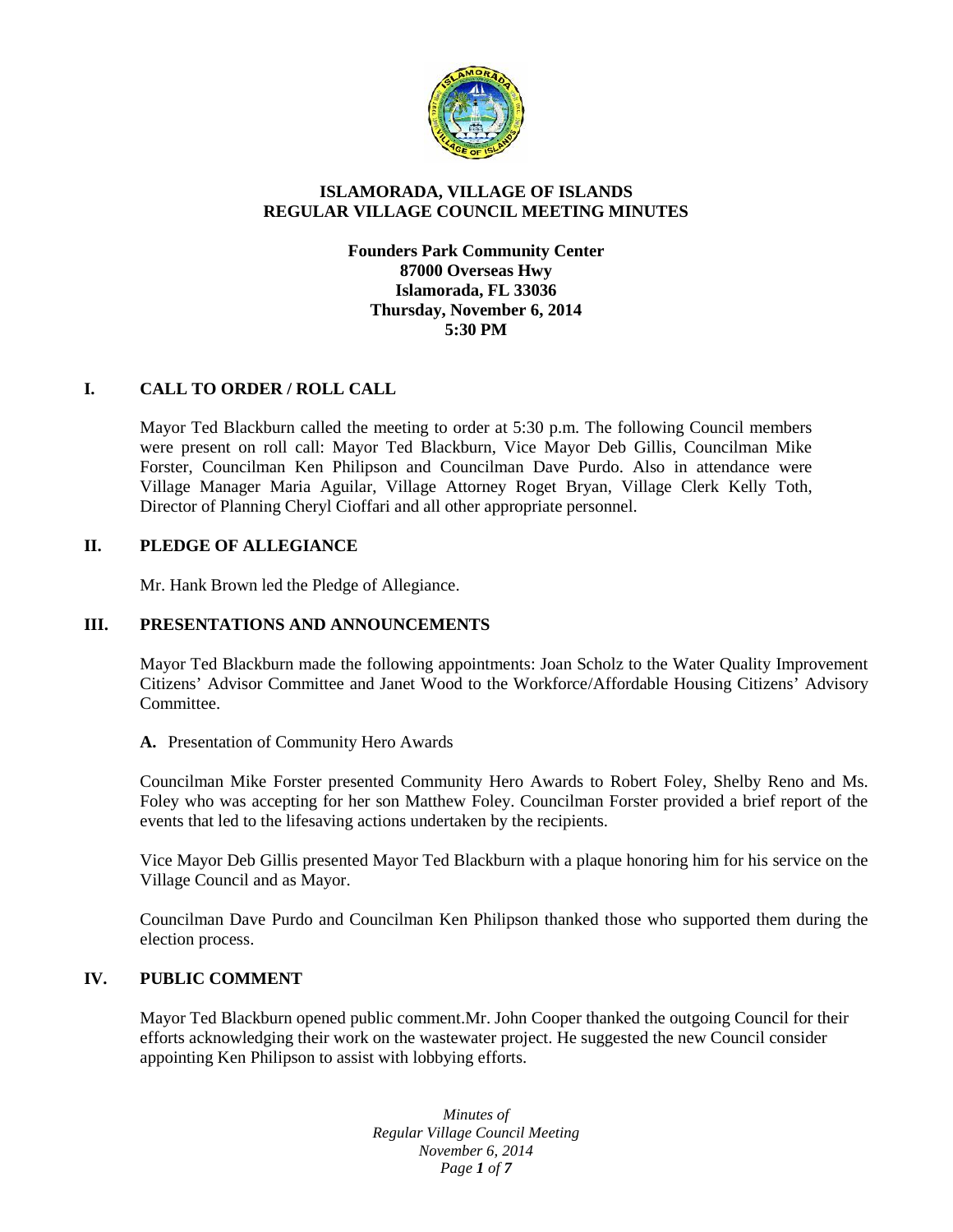**ISLAMORADA, VILLAGE OF ISLANDS**
**REGULAR VILLAGE COUNCIL MEETING MINUTES**

**Founders Park Community Center**
**87000 Overseas Hwy**
**Islamorada, FL 33036**
**Thursday, November 6, 2014**
**5:30 PM**

## I. CALL TO ORDER / ROLL CALL

Mayor Ted Blackburn called the meeting to order at 5:30 p.m. The following Council members were present on roll call: Mayor Ted Blackburn, Vice Mayor Deb Gillis, Councilman Mike Forster, Councilman Ken Philipson and Councilman Dave Purdo. Also in attendance were Village Manager Maria Aguilar, Village Attorney Roget Bryan, Village Clerk Kelly Toth, Director of Planning Cheryl Cioffari and all other appropriate personnel.

## II. PLEDGE OF ALLEGIANCE

Mr. Hank Brown led the Pledge of Allegiance.

## III. PRESENTATIONS AND ANNOUNCEMENTS

Mayor Ted Blackburn made the following appointments: Joan Scholz to the Water Quality Improvement Citizens' Advisor Committee and Janet Wood to the Workforce/Affordable Housing Citizens' Advisory Committee.

**A.** Presentation of Community Hero Awards

Councilman Mike Forster presented Community Hero Awards to Robert Foley, Shelby Reno and Ms. Foley who was accepting for her son Matthew Foley. Councilman Forster provided a brief report of the events that led to the lifesaving actions undertaken by the recipients.

Vice Mayor Deb Gillis presented Mayor Ted Blackburn with a plaque honoring him for his service on the Village Council and as Mayor.

Councilman Dave Purdo and Councilman Ken Philipson thanked those who supported them during the election process.

## IV. PUBLIC COMMENT

Mayor Ted Blackburn opened public comment.Mr. John Cooper thanked the outgoing Council for their efforts acknowledging their work on the wastewater project. He suggested the new Council consider appointing Ken Philipson to assist with lobbying efforts.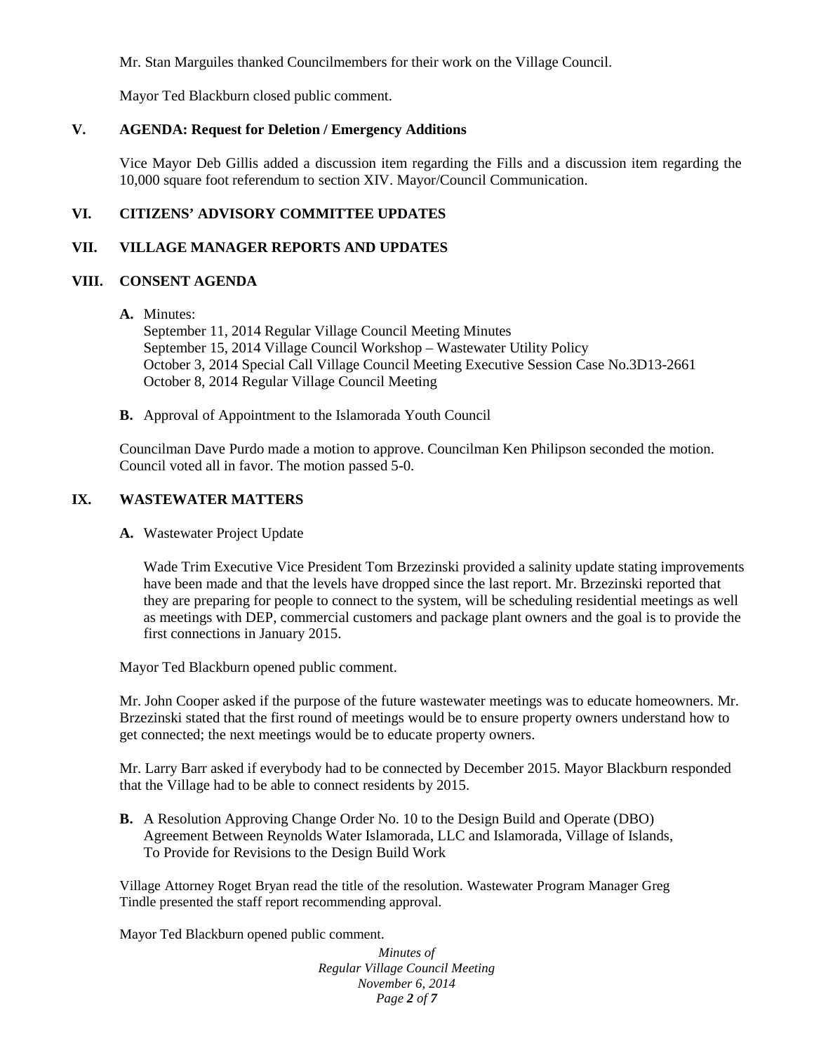Mr. Stan Marguiles thanked Councilmembers for their work on the Village Council.

Mayor Ted Blackburn closed public comment.

## V. AGENDA: Request for Deletion / Emergency Additions

Vice Mayor Deb Gillis added a discussion item regarding the Fills and a discussion item regarding the 10,000 square foot referendum to section XIV. Mayor/Council Communication.

## VI. CITIZENS' ADVISORY COMMITTEE UPDATES

## VII. VILLAGE MANAGER REPORTS AND UPDATES

## VIII. CONSENT AGENDA

**A.** Minutes:
September 11, 2014 Regular Village Council Meeting Minutes
September 15, 2014 Village Council Workshop – Wastewater Utility Policy
October 3, 2014 Special Call Village Council Meeting Executive Session Case No.3D13-2661
October 8, 2014 Regular Village Council Meeting

**B.** Approval of Appointment to the Islamorada Youth Council

Councilman Dave Purdo made a motion to approve. Councilman Ken Philipson seconded the motion. Council voted all in favor. The motion passed 5-0.

## IX. WASTEWATER MATTERS

**A.** Wastewater Project Update

Wade Trim Executive Vice President Tom Brzezinski provided a salinity update stating improvements have been made and that the levels have dropped since the last report. Mr. Brzezinski reported that they are preparing for people to connect to the system, will be scheduling residential meetings as well as meetings with DEP, commercial customers and package plant owners and the goal is to provide the first connections in January 2015.

Mayor Ted Blackburn opened public comment.

Mr. John Cooper asked if the purpose of the future wastewater meetings was to educate homeowners. Mr. Brzezinski stated that the first round of meetings would be to ensure property owners understand how to get connected; the next meetings would be to educate property owners.

Mr. Larry Barr asked if everybody had to be connected by December 2015. Mayor Blackburn responded that the Village had to be able to connect residents by 2015.

**B.** A Resolution Approving Change Order No. 10 to the Design Build and Operate (DBO) Agreement Between Reynolds Water Islamorada, LLC and Islamorada, Village of Islands, To Provide for Revisions to the Design Build Work

Village Attorney Roget Bryan read the title of the resolution. Wastewater Program Manager Greg Tindle presented the staff report recommending approval.

Mayor Ted Blackburn opened public comment.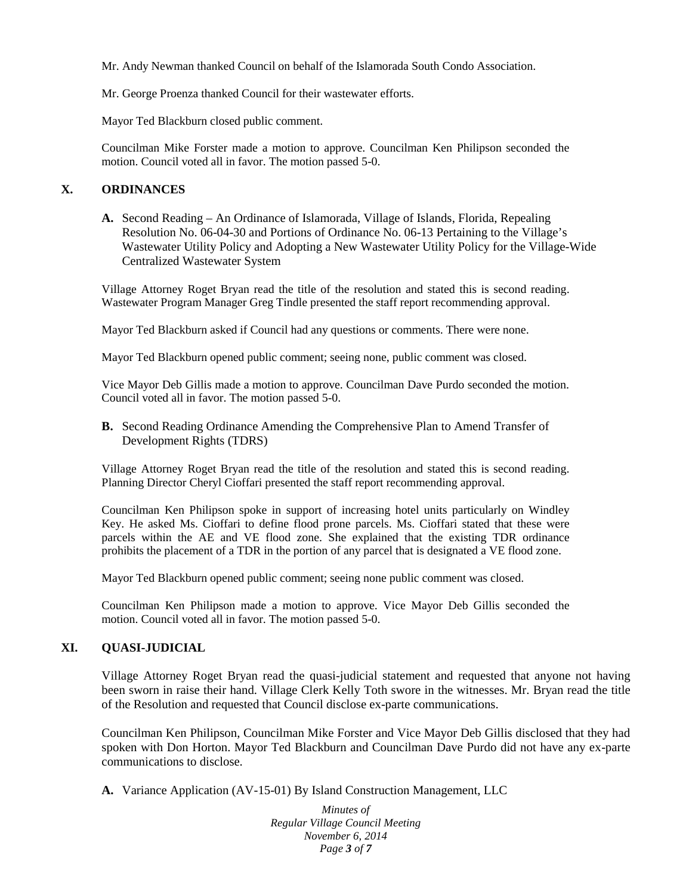Mr. Andy Newman thanked Council on behalf of the Islamorada South Condo Association.

Mr. George Proenza thanked Council for their wastewater efforts.

Mayor Ted Blackburn closed public comment.

Councilman Mike Forster made a motion to approve. Councilman Ken Philipson seconded the motion. Council voted all in favor. The motion passed 5-0.

## X. ORDINANCES

**A.** Second Reading – An Ordinance of Islamorada, Village of Islands, Florida, Repealing Resolution No. 06-04-30 and Portions of Ordinance No. 06-13 Pertaining to the Village's Wastewater Utility Policy and Adopting a New Wastewater Utility Policy for the Village-Wide Centralized Wastewater System

Village Attorney Roget Bryan read the title of the resolution and stated this is second reading. Wastewater Program Manager Greg Tindle presented the staff report recommending approval.

Mayor Ted Blackburn asked if Council had any questions or comments. There were none.

Mayor Ted Blackburn opened public comment; seeing none, public comment was closed.

Vice Mayor Deb Gillis made a motion to approve. Councilman Dave Purdo seconded the motion. Council voted all in favor. The motion passed 5-0.

**B.** Second Reading Ordinance Amending the Comprehensive Plan to Amend Transfer of Development Rights (TDRS)

Village Attorney Roget Bryan read the title of the resolution and stated this is second reading. Planning Director Cheryl Cioffari presented the staff report recommending approval.

Councilman Ken Philipson spoke in support of increasing hotel units particularly on Windley Key. He asked Ms. Cioffari to define flood prone parcels. Ms. Cioffari stated that these were parcels within the AE and VE flood zone. She explained that the existing TDR ordinance prohibits the placement of a TDR in the portion of any parcel that is designated a VE flood zone.

Mayor Ted Blackburn opened public comment; seeing none public comment was closed.

Councilman Ken Philipson made a motion to approve. Vice Mayor Deb Gillis seconded the motion. Council voted all in favor. The motion passed 5-0.

## XI. QUASI-JUDICIAL

Village Attorney Roget Bryan read the quasi-judicial statement and requested that anyone not having been sworn in raise their hand. Village Clerk Kelly Toth swore in the witnesses. Mr. Bryan read the title of the Resolution and requested that Council disclose ex-parte communications.

Councilman Ken Philipson, Councilman Mike Forster and Vice Mayor Deb Gillis disclosed that they had spoken with Don Horton. Mayor Ted Blackburn and Councilman Dave Purdo did not have any ex-parte communications to disclose.

**A.** Variance Application (AV-15-01) By Island Construction Management, LLC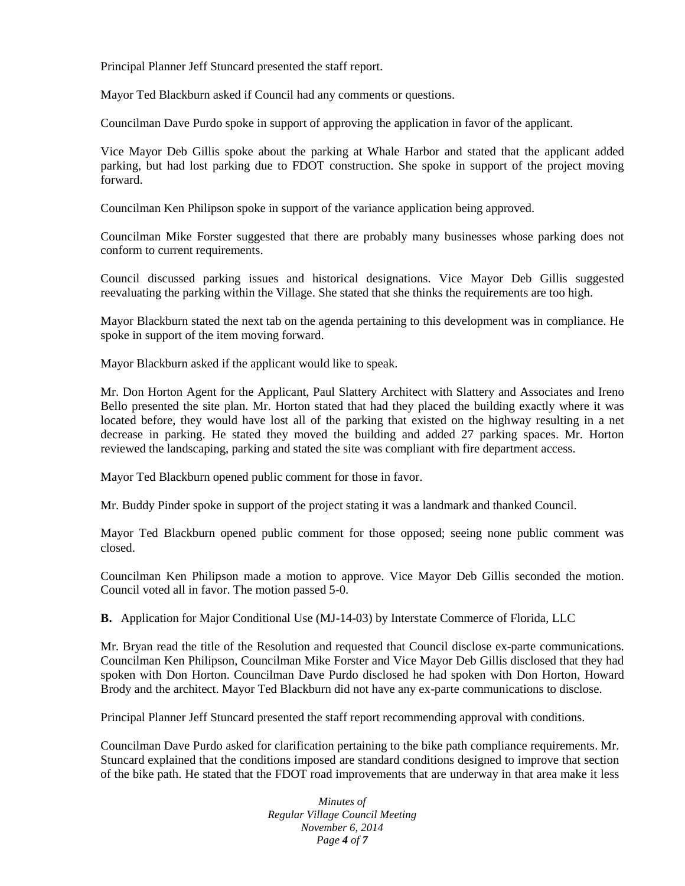Principal Planner Jeff Stuncard presented the staff report.

Mayor Ted Blackburn asked if Council had any comments or questions.

Councilman Dave Purdo spoke in support of approving the application in favor of the applicant.

Vice Mayor Deb Gillis spoke about the parking at Whale Harbor and stated that the applicant added parking, but had lost parking due to FDOT construction. She spoke in support of the project moving forward.

Councilman Ken Philipson spoke in support of the variance application being approved.

Councilman Mike Forster suggested that there are probably many businesses whose parking does not conform to current requirements.

Council discussed parking issues and historical designations. Vice Mayor Deb Gillis suggested reevaluating the parking within the Village. She stated that she thinks the requirements are too high.

Mayor Blackburn stated the next tab on the agenda pertaining to this development was in compliance. He spoke in support of the item moving forward.

Mayor Blackburn asked if the applicant would like to speak.

Mr. Don Horton Agent for the Applicant, Paul Slattery Architect with Slattery and Associates and Ireno Bello presented the site plan. Mr. Horton stated that had they placed the building exactly where it was located before, they would have lost all of the parking that existed on the highway resulting in a net decrease in parking. He stated they moved the building and added 27 parking spaces. Mr. Horton reviewed the landscaping, parking and stated the site was compliant with fire department access.

Mayor Ted Blackburn opened public comment for those in favor.

Mr. Buddy Pinder spoke in support of the project stating it was a landmark and thanked Council.

Mayor Ted Blackburn opened public comment for those opposed; seeing none public comment was closed.

Councilman Ken Philipson made a motion to approve. Vice Mayor Deb Gillis seconded the motion. Council voted all in favor. The motion passed 5-0.

**B.** Application for Major Conditional Use (MJ-14-03) by Interstate Commerce of Florida, LLC

Mr. Bryan read the title of the Resolution and requested that Council disclose ex-parte communications. Councilman Ken Philipson, Councilman Mike Forster and Vice Mayor Deb Gillis disclosed that they had spoken with Don Horton. Councilman Dave Purdo disclosed he had spoken with Don Horton, Howard Brody and the architect. Mayor Ted Blackburn did not have any ex-parte communications to disclose.

Principal Planner Jeff Stuncard presented the staff report recommending approval with conditions.

Councilman Dave Purdo asked for clarification pertaining to the bike path compliance requirements. Mr. Stuncard explained that the conditions imposed are standard conditions designed to improve that section of the bike path. He stated that the FDOT road improvements that are underway in that area make it less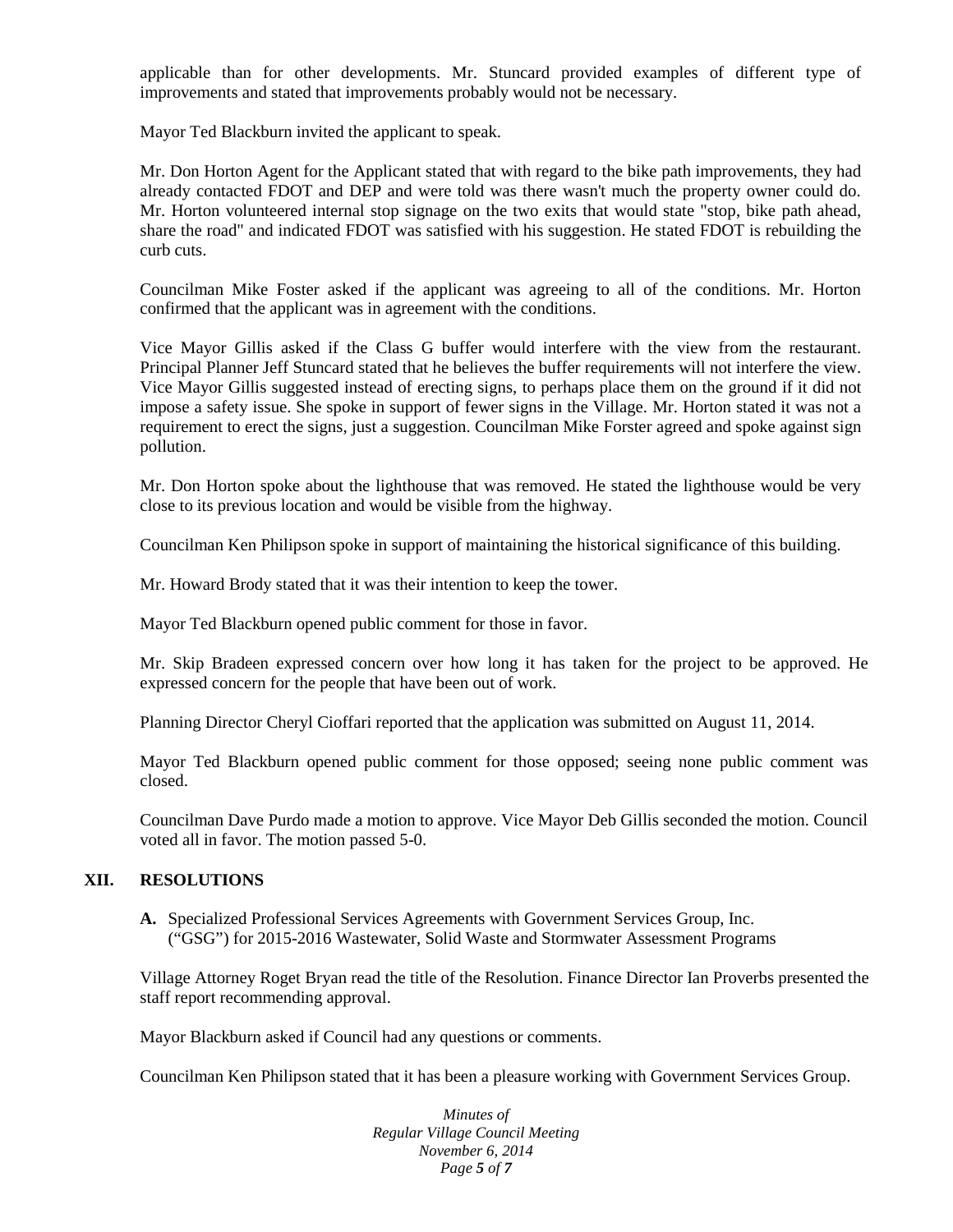applicable than for other developments. Mr. Stuncard provided examples of different type of improvements and stated that improvements probably would not be necessary.

Mayor Ted Blackburn invited the applicant to speak.

Mr. Don Horton Agent for the Applicant stated that with regard to the bike path improvements, they had already contacted FDOT and DEP and were told was there wasn't much the property owner could do. Mr. Horton volunteered internal stop signage on the two exits that would state "stop, bike path ahead, share the road" and indicated FDOT was satisfied with his suggestion. He stated FDOT is rebuilding the curb cuts.

Councilman Mike Foster asked if the applicant was agreeing to all of the conditions. Mr. Horton confirmed that the applicant was in agreement with the conditions.

Vice Mayor Gillis asked if the Class G buffer would interfere with the view from the restaurant. Principal Planner Jeff Stuncard stated that he believes the buffer requirements will not interfere the view. Vice Mayor Gillis suggested instead of erecting signs, to perhaps place them on the ground if it did not impose a safety issue. She spoke in support of fewer signs in the Village. Mr. Horton stated it was not a requirement to erect the signs, just a suggestion. Councilman Mike Forster agreed and spoke against sign pollution.

Mr. Don Horton spoke about the lighthouse that was removed. He stated the lighthouse would be very close to its previous location and would be visible from the highway.

Councilman Ken Philipson spoke in support of maintaining the historical significance of this building.

Mr. Howard Brody stated that it was their intention to keep the tower.

Mayor Ted Blackburn opened public comment for those in favor.

Mr. Skip Bradeen expressed concern over how long it has taken for the project to be approved. He expressed concern for the people that have been out of work.

Planning Director Cheryl Cioffari reported that the application was submitted on August 11, 2014.

Mayor Ted Blackburn opened public comment for those opposed; seeing none public comment was closed.

Councilman Dave Purdo made a motion to approve. Vice Mayor Deb Gillis seconded the motion. Council voted all in favor. The motion passed 5-0.

## XII. RESOLUTIONS

**A.** Specialized Professional Services Agreements with Government Services Group, Inc. ("GSG") for 2015-2016 Wastewater, Solid Waste and Stormwater Assessment Programs

Village Attorney Roget Bryan read the title of the Resolution. Finance Director Ian Proverbs presented the staff report recommending approval.

Mayor Blackburn asked if Council had any questions or comments.

Councilman Ken Philipson stated that it has been a pleasure working with Government Services Group.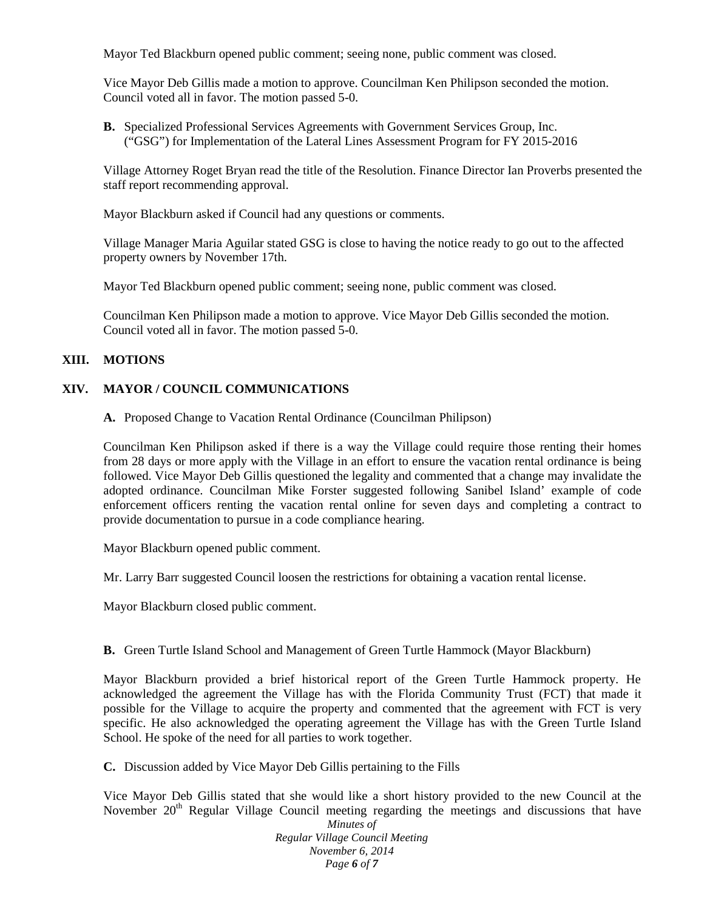Mayor Ted Blackburn opened public comment; seeing none, public comment was closed.

Vice Mayor Deb Gillis made a motion to approve. Councilman Ken Philipson seconded the motion. Council voted all in favor. The motion passed 5-0.

**B.** Specialized Professional Services Agreements with Government Services Group, Inc. ("GSG") for Implementation of the Lateral Lines Assessment Program for FY 2015-2016

Village Attorney Roget Bryan read the title of the Resolution. Finance Director Ian Proverbs presented the staff report recommending approval.

Mayor Blackburn asked if Council had any questions or comments.

Village Manager Maria Aguilar stated GSG is close to having the notice ready to go out to the affected property owners by November 17th.

Mayor Ted Blackburn opened public comment; seeing none, public comment was closed.

Councilman Ken Philipson made a motion to approve. Vice Mayor Deb Gillis seconded the motion. Council voted all in favor. The motion passed 5-0.

## XIII. MOTIONS

## XIV. MAYOR / COUNCIL COMMUNICATIONS

**A.** Proposed Change to Vacation Rental Ordinance (Councilman Philipson)

Councilman Ken Philipson asked if there is a way the Village could require those renting their homes from 28 days or more apply with the Village in an effort to ensure the vacation rental ordinance is being followed. Vice Mayor Deb Gillis questioned the legality and commented that a change may invalidate the adopted ordinance. Councilman Mike Forster suggested following Sanibel Island' example of code enforcement officers renting the vacation rental online for seven days and completing a contract to provide documentation to pursue in a code compliance hearing.

Mayor Blackburn opened public comment.

Mr. Larry Barr suggested Council loosen the restrictions for obtaining a vacation rental license.

Mayor Blackburn closed public comment.

**B.** Green Turtle Island School and Management of Green Turtle Hammock (Mayor Blackburn)

Mayor Blackburn provided a brief historical report of the Green Turtle Hammock property. He acknowledged the agreement the Village has with the Florida Community Trust (FCT) that made it possible for the Village to acquire the property and commented that the agreement with FCT is very specific. He also acknowledged the operating agreement the Village has with the Green Turtle Island School. He spoke of the need for all parties to work together.

**C.** Discussion added by Vice Mayor Deb Gillis pertaining to the Fills

Vice Mayor Deb Gillis stated that she would like a short history provided to the new Council at the November 20th Regular Village Council meeting regarding the meetings and discussions that have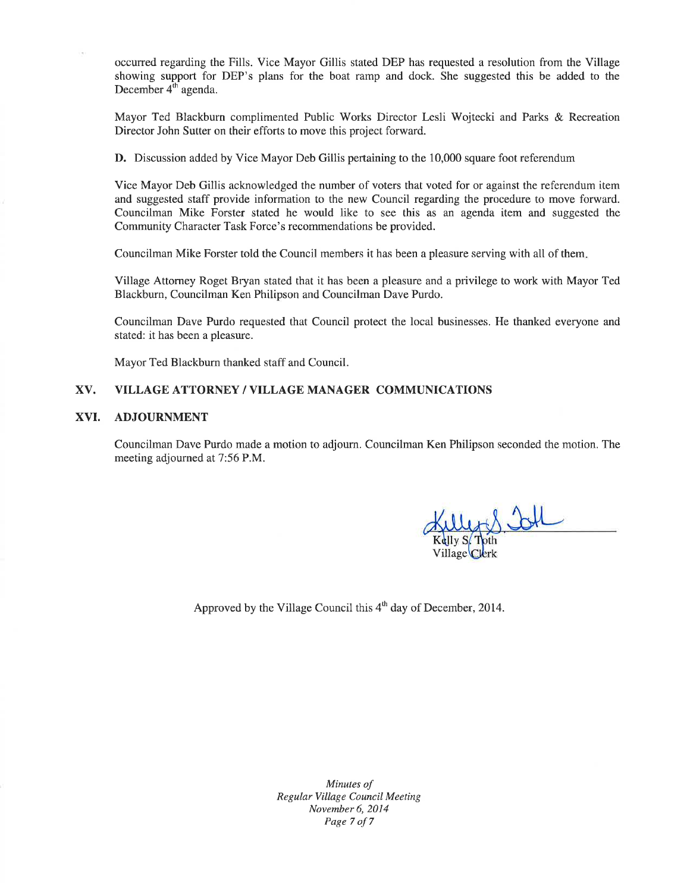occurred regarding the Fills. Vice Mayor Gillis stated DEP has requested a resolution from the Village showing support for DEP's plans for the boat ramp and dock. She suggested this be added to the December 4th agenda.

Mayor Ted Blackburn complimented Public Works Director Lesli Wojtecki and Parks & Recreation Director John Sutter on their efforts to move this project forward.

**D.** Discussion added by Vice Mayor Deb Gillis pertaining to the 10,000 square foot referendum

Vice Mayor Deb Gillis acknowledged the number of voters that voted for or against the referendum item and suggested staff provide information to the new Council regarding the procedure to move forward. Councilman Mike Forster stated he would like to see this as an agenda item and suggested the Community Character Task Force's recommendations be provided.

Councilman Mike Forster told the Council members it has been a pleasure serving with all of them.

Village Attorney Roget Bryan stated that it has been a pleasure and a privilege to work with Mayor Ted Blackburn, Councilman Ken Philipson and Councilman Dave Purdo.

Councilman Dave Purdo requested that Council protect the local businesses. He thanked everyone and stated: it has been a pleasure.

Mayor Ted Blackburn thanked staff and Council.

## XV. VILLAGE ATTORNEY / VILLAGE MANAGER COMMUNICATIONS

## XVI. ADJOURNMENT

Councilman Dave Purdo made a motion to adjourn. Councilman Ken Philipson seconded the motion. The meeting adjourned at 7:56 P.M.

Kelly S. Toth
Village Clerk

Approved by the Village Council this 4th day of December, 2014.

*Minutes of*
*Regular Village Council Meeting*
*November 6, 2014*